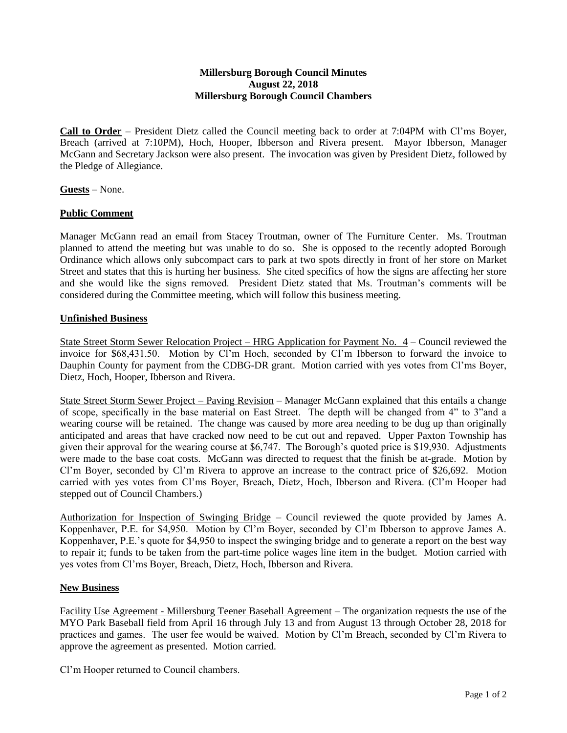**Millersburg Borough Council Minutes**
**August 22, 2018**
**Millersburg Borough Council Chambers**

**Call to Order** – President Dietz called the Council meeting back to order at 7:04PM with Cl'ms Boyer, Breach (arrived at 7:10PM), Hoch, Hooper, Ibberson and Rivera present. Mayor Ibberson, Manager McGann and Secretary Jackson were also present. The invocation was given by President Dietz, followed by the Pledge of Allegiance.

**Guests** – None.

**Public Comment**

Manager McGann read an email from Stacey Troutman, owner of The Furniture Center. Ms. Troutman planned to attend the meeting but was unable to do so. She is opposed to the recently adopted Borough Ordinance which allows only subcompact cars to park at two spots directly in front of her store on Market Street and states that this is hurting her business. She cited specifics of how the signs are affecting her store and she would like the signs removed. President Dietz stated that Ms. Troutman's comments will be considered during the Committee meeting, which will follow this business meeting.

**Unfinished Business**

State Street Storm Sewer Relocation Project – HRG Application for Payment No. 4 – Council reviewed the invoice for $68,431.50. Motion by Cl'm Hoch, seconded by Cl'm Ibberson to forward the invoice to Dauphin County for payment from the CDBG-DR grant. Motion carried with yes votes from Cl'ms Boyer, Dietz, Hoch, Hooper, Ibberson and Rivera.

State Street Storm Sewer Project – Paving Revision – Manager McGann explained that this entails a change of scope, specifically in the base material on East Street. The depth will be changed from 4" to 3"and a wearing course will be retained. The change was caused by more area needing to be dug up than originally anticipated and areas that have cracked now need to be cut out and repaved. Upper Paxton Township has given their approval for the wearing course at $6,747. The Borough's quoted price is $19,930. Adjustments were made to the base coat costs. McGann was directed to request that the finish be at-grade. Motion by Cl'm Boyer, seconded by Cl'm Rivera to approve an increase to the contract price of $26,692. Motion carried with yes votes from Cl'ms Boyer, Breach, Dietz, Hoch, Ibberson and Rivera. (Cl'm Hooper had stepped out of Council Chambers.)

Authorization for Inspection of Swinging Bridge – Council reviewed the quote provided by James A. Koppenhaver, P.E. for $4,950. Motion by Cl'm Boyer, seconded by Cl'm Ibberson to approve James A. Koppenhaver, P.E.'s quote for $4,950 to inspect the swinging bridge and to generate a report on the best way to repair it; funds to be taken from the part-time police wages line item in the budget. Motion carried with yes votes from Cl'ms Boyer, Breach, Dietz, Hoch, Ibberson and Rivera.

**New Business**

Facility Use Agreement - Millersburg Teener Baseball Agreement – The organization requests the use of the MYO Park Baseball field from April 16 through July 13 and from August 13 through October 28, 2018 for practices and games. The user fee would be waived. Motion by Cl'm Breach, seconded by Cl'm Rivera to approve the agreement as presented. Motion carried.

Cl'm Hooper returned to Council chambers.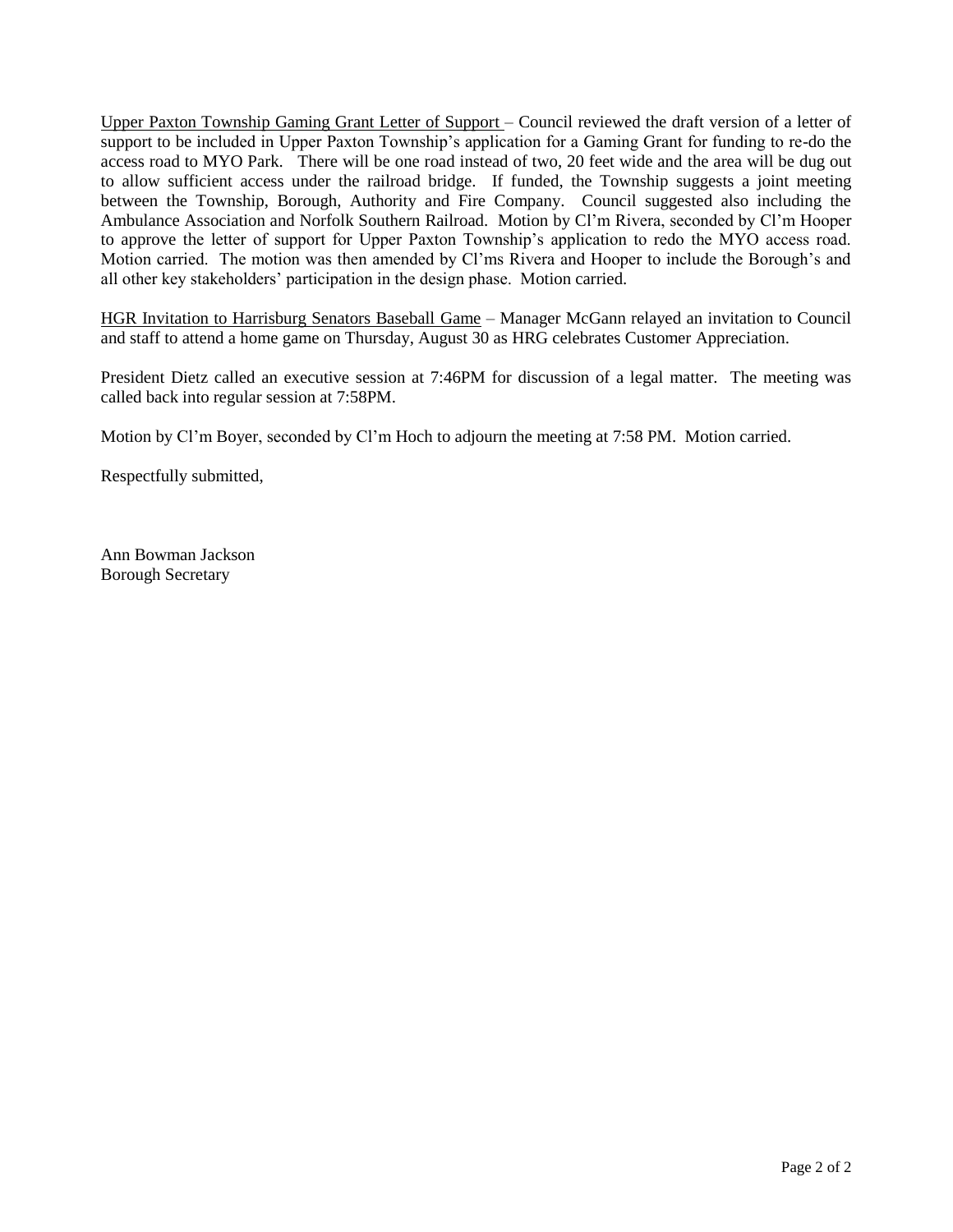<u>Upper Paxton Township Gaming Grant Letter of Support</u> – Council reviewed the draft version of a letter of support to be included in Upper Paxton Township's application for a Gaming Grant for funding to re-do the access road to MYO Park. There will be one road instead of two, 20 feet wide and the area will be dug out to allow sufficient access under the railroad bridge. If funded, the Township suggests a joint meeting between the Township, Borough, Authority and Fire Company. Council suggested also including the Ambulance Association and Norfolk Southern Railroad. Motion by Cl'm Rivera, seconded by Cl'm Hooper to approve the letter of support for Upper Paxton Township's application to redo the MYO access road. Motion carried. The motion was then amended by Cl'ms Rivera and Hooper to include the Borough's and all other key stakeholders' participation in the design phase. Motion carried.

<u>HGR Invitation to Harrisburg Senators Baseball Game</u> – Manager McGann relayed an invitation to Council and staff to attend a home game on Thursday, August 30 as HRG celebrates Customer Appreciation.

President Dietz called an executive session at 7:46PM for discussion of a legal matter. The meeting was called back into regular session at 7:58PM.

Motion by Cl'm Boyer, seconded by Cl'm Hoch to adjourn the meeting at 7:58 PM. Motion carried.

Respectfully submitted,

Ann Bowman Jackson
Borough Secretary